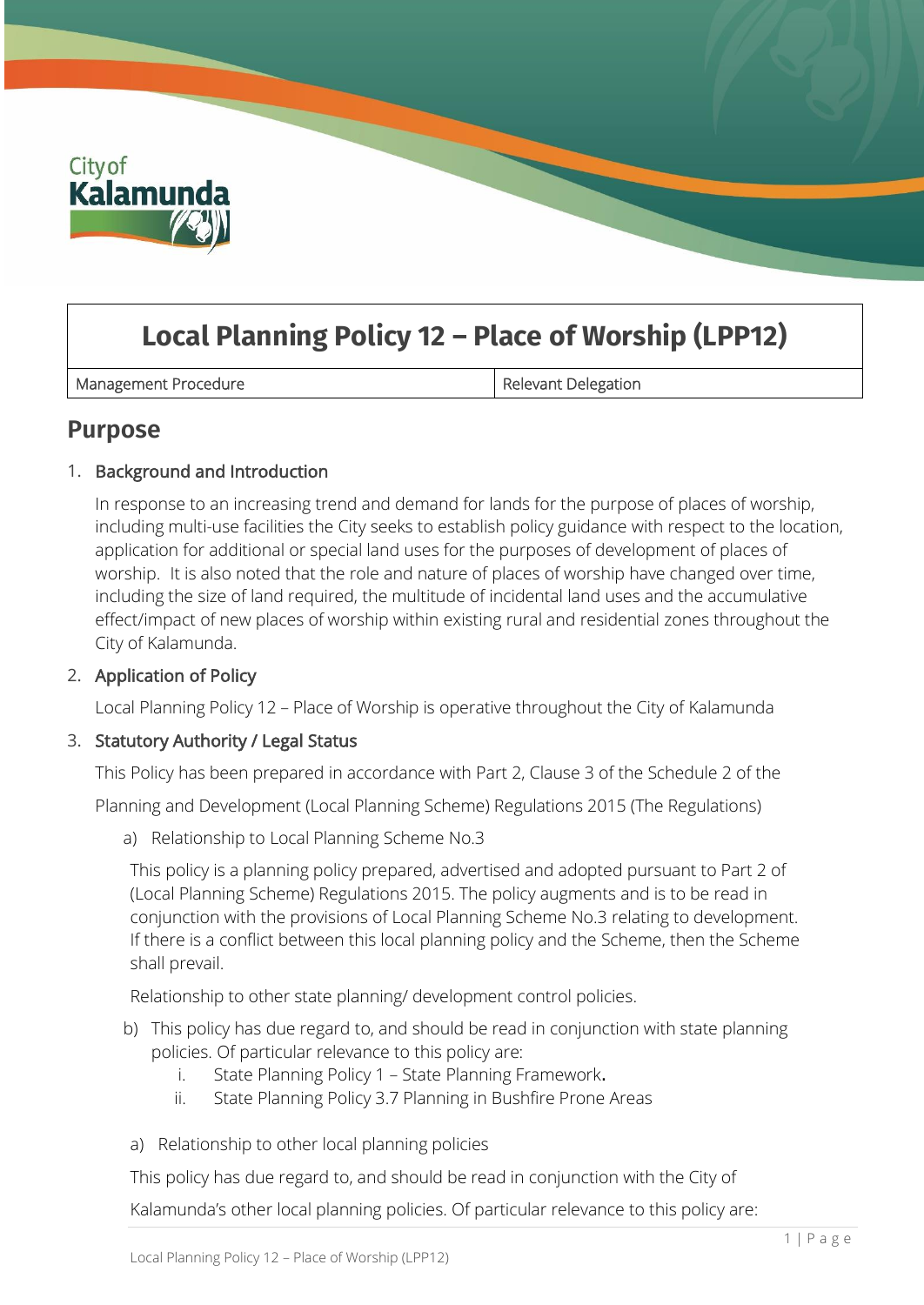City of Kalamunda

# Local Planning Policy 12 – Place of Worship (LPP12)

| Management Procedure | Relevant Delegation |
|---|---|

## Purpose

1. **Background and Introduction**

   In response to an increasing trend and demand for lands for the purpose of places of worship, including multi-use facilities the City seeks to establish policy guidance with respect to the location, application for additional or special land uses for the purposes of development of places of worship. It is also noted that the role and nature of places of worship have changed over time, including the size of land required, the multitude of incidental land uses and the accumulative effect/impact of new places of worship within existing rural and residential zones throughout the City of Kalamunda.

2. **Application of Policy**

   Local Planning Policy 12 – Place of Worship is operative throughout the City of Kalamunda

3. **Statutory Authority / Legal Status**

   This Policy has been prepared in accordance with Part 2, Clause 3 of the Schedule 2 of the Planning and Development (Local Planning Scheme) Regulations 2015 (The Regulations)

   a) Relationship to Local Planning Scheme No.3

   This policy is a planning policy prepared, advertised and adopted pursuant to Part 2 of (Local Planning Scheme) Regulations 2015. The policy augments and is to be read in conjunction with the provisions of Local Planning Scheme No.3 relating to development. If there is a conflict between this local planning policy and the Scheme, then the Scheme shall prevail.

   Relationship to other state planning/ development control policies.

   b) This policy has due regard to, and should be read in conjunction with state planning policies. Of particular relevance to this policy are:
      i. State Planning Policy 1 – State Planning Framework.
      ii. State Planning Policy 3.7 Planning in Bushfire Prone Areas

   a) Relationship to other local planning policies

   This policy has due regard to, and should be read in conjunction with the City of Kalamunda's other local planning policies. Of particular relevance to this policy are: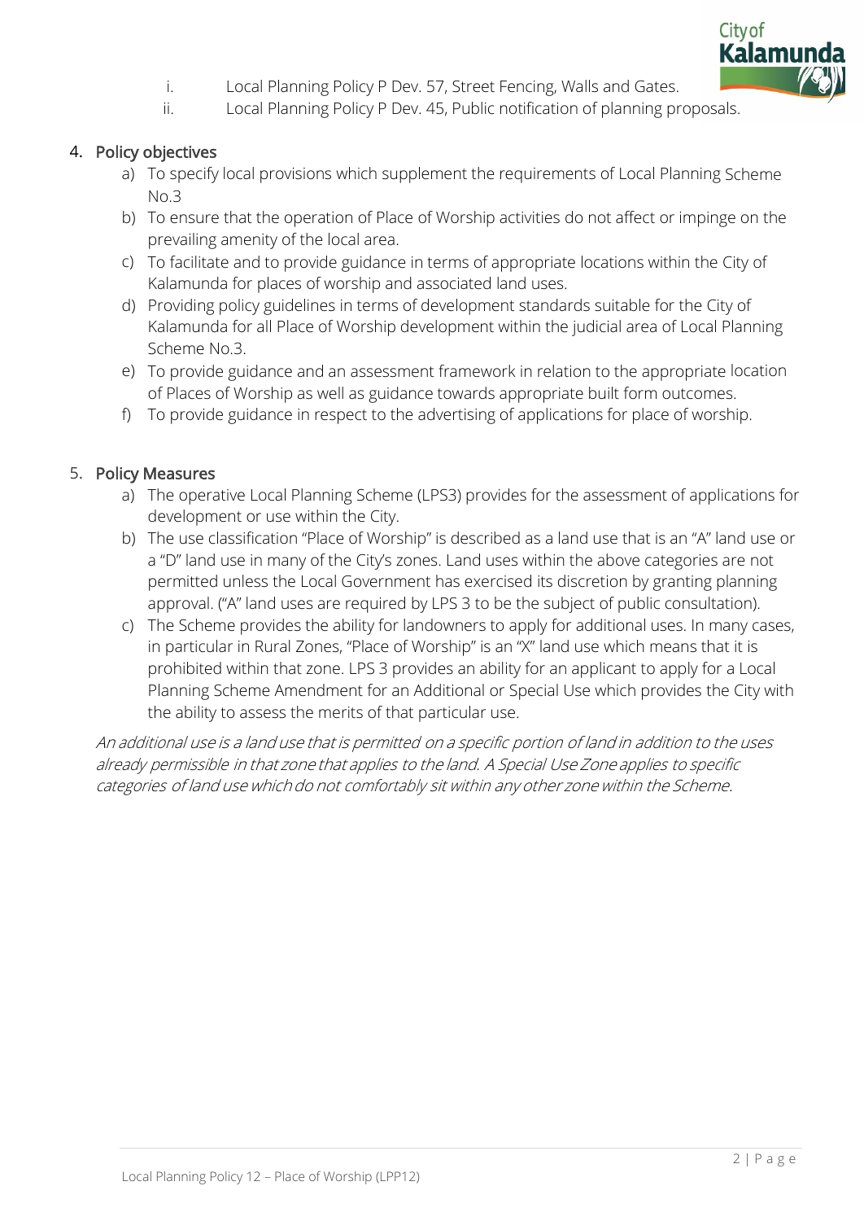i. Local Planning Policy P Dev. 57, Street Fencing, Walls and Gates.
   ii. Local Planning Policy P Dev. 45, Public notification of planning proposals.

## 4. Policy objectives

a) To specify local provisions which supplement the requirements of Local Planning Scheme No.3
b) To ensure that the operation of Place of Worship activities do not affect or impinge on the prevailing amenity of the local area.
c) To facilitate and to provide guidance in terms of appropriate locations within the City of Kalamunda for places of worship and associated land uses.
d) Providing policy guidelines in terms of development standards suitable for the City of Kalamunda for all Place of Worship development within the judicial area of Local Planning Scheme No.3.
e) To provide guidance and an assessment framework in relation to the appropriate location of Places of Worship as well as guidance towards appropriate built form outcomes.
f) To provide guidance in respect to the advertising of applications for place of worship.

## 5. Policy Measures

a) The operative Local Planning Scheme (LPS3) provides for the assessment of applications for development or use within the City.
b) The use classification "Place of Worship" is described as a land use that is an "A" land use or a "D" land use in many of the City's zones. Land uses within the above categories are not permitted unless the Local Government has exercised its discretion by granting planning approval. ("A" land uses are required by LPS 3 to be the subject of public consultation).
c) The Scheme provides the ability for landowners to apply for additional uses. In many cases, in particular in Rural Zones, "Place of Worship" is an "X" land use which means that it is prohibited within that zone. LPS 3 provides an ability for an applicant to apply for a Local Planning Scheme Amendment for an Additional or Special Use which provides the City with the ability to assess the merits of that particular use.

*An additional use is a land use that is permitted on a specific portion of land in addition to the uses already permissible in that zone that applies to the land. A Special Use Zone applies to specific categories of land use which do not comfortably sit within any other zone within the Scheme.*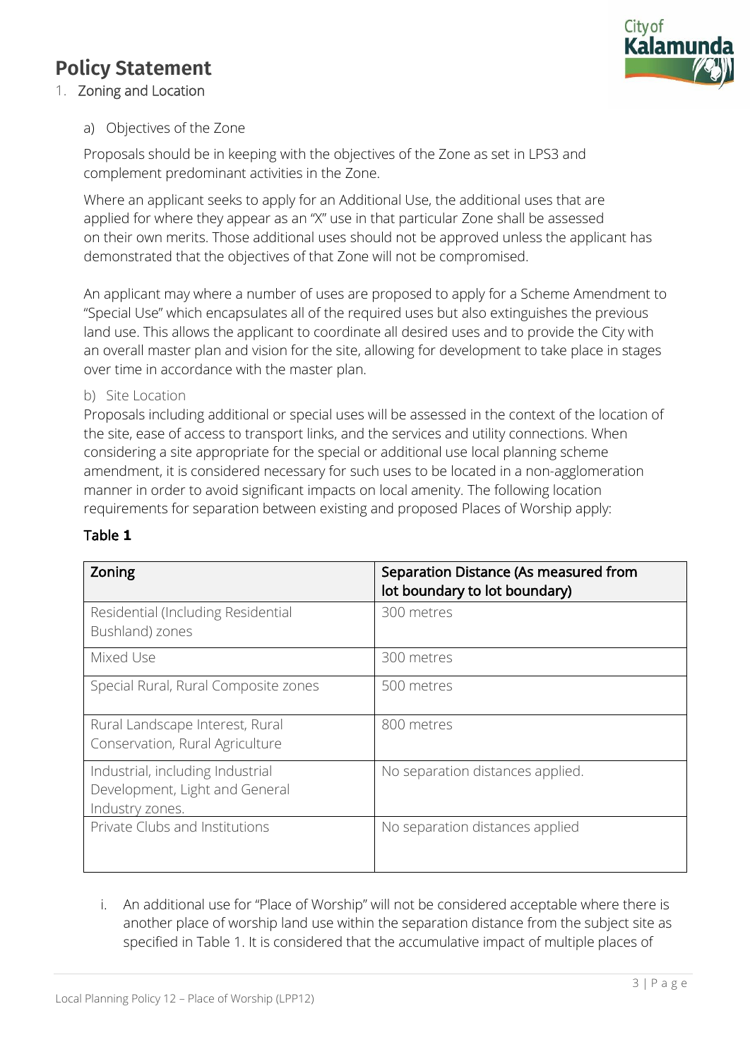# Policy Statement

1. Zoning and Location

a) Objectives of the Zone

Proposals should be in keeping with the objectives of the Zone as set in LPS3 and complement predominant activities in the Zone.

Where an applicant seeks to apply for an Additional Use, the additional uses that are applied for where they appear as an "X" use in that particular Zone shall be assessed on their own merits. Those additional uses should not be approved unless the applicant has demonstrated that the objectives of that Zone will not be compromised.

An applicant may where a number of uses are proposed to apply for a Scheme Amendment to "Special Use" which encapsulates all of the required uses but also extinguishes the previous land use. This allows the applicant to coordinate all desired uses and to provide the City with an overall master plan and vision for the site, allowing for development to take place in stages over time in accordance with the master plan.

b) Site Location

Proposals including additional or special uses will be assessed in the context of the location of the site, ease of access to transport links, and the services and utility connections. When considering a site appropriate for the special or additional use local planning scheme amendment, it is considered necessary for such uses to be located in a non-agglomeration manner in order to avoid significant impacts on local amenity. The following location requirements for separation between existing and proposed Places of Worship apply:

**Table 1**

| Zoning | Separation Distance (As measured from lot boundary to lot boundary) |
|---|---|
| Residential (Including Residential Bushland) zones | 300 metres |
| Mixed Use | 300 metres |
| Special Rural, Rural Composite zones | 500 metres |
| Rural Landscape Interest, Rural Conservation, Rural Agriculture | 800 metres |
| Industrial, including Industrial Development, Light and General Industry zones. | No separation distances applied. |
| Private Clubs and Institutions | No separation distances applied |

i. An additional use for "Place of Worship" will not be considered acceptable where there is another place of worship land use within the separation distance from the subject site as specified in Table 1. It is considered that the accumulative impact of multiple places of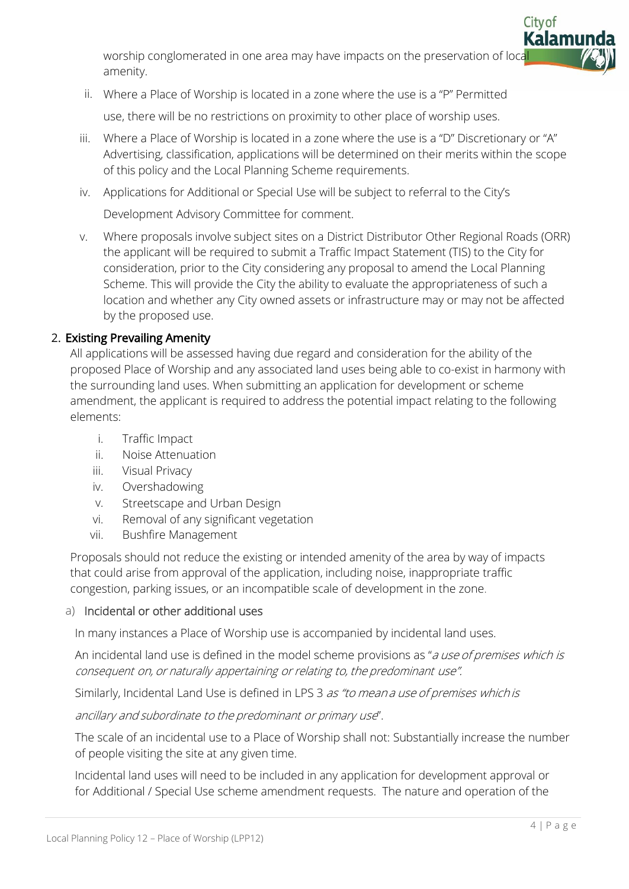worship conglomerated in one area may have impacts on the preservation of local amenity.

ii. Where a Place of Worship is located in a zone where the use is a "P" Permitted use, there will be no restrictions on proximity to other place of worship uses.

iii. Where a Place of Worship is located in a zone where the use is a "D" Discretionary or "A" Advertising, classification, applications will be determined on their merits within the scope of this policy and the Local Planning Scheme requirements.

iv. Applications for Additional or Special Use will be subject to referral to the City's Development Advisory Committee for comment.

v. Where proposals involve subject sites on a District Distributor Other Regional Roads (ORR) the applicant will be required to submit a Traffic Impact Statement (TIS) to the City for consideration, prior to the City considering any proposal to amend the Local Planning Scheme. This will provide the City the ability to evaluate the appropriateness of such a location and whether any City owned assets or infrastructure may or may not be affected by the proposed use.

## 2. Existing Prevailing Amenity

All applications will be assessed having due regard and consideration for the ability of the proposed Place of Worship and any associated land uses being able to co-exist in harmony with the surrounding land uses. When submitting an application for development or scheme amendment, the applicant is required to address the potential impact relating to the following elements:

i. Traffic Impact
ii. Noise Attenuation
iii. Visual Privacy
iv. Overshadowing
v. Streetscape and Urban Design
vi. Removal of any significant vegetation
vii. Bushfire Management

Proposals should not reduce the existing or intended amenity of the area by way of impacts that could arise from approval of the application, including noise, inappropriate traffic congestion, parking issues, or an incompatible scale of development in the zone.

### a) Incidental or other additional uses

In many instances a Place of Worship use is accompanied by incidental land uses.

An incidental land use is defined in the model scheme provisions as "*a use of premises which is consequent on, or naturally appertaining or relating to, the predominant use".*

Similarly, Incidental Land Use is defined in LPS 3 *as "to mean a use of premises which is ancillary and subordinate to the predominant or primary use*".

The scale of an incidental use to a Place of Worship shall not: Substantially increase the number of people visiting the site at any given time.

Incidental land uses will need to be included in any application for development approval or for Additional / Special Use scheme amendment requests. The nature and operation of the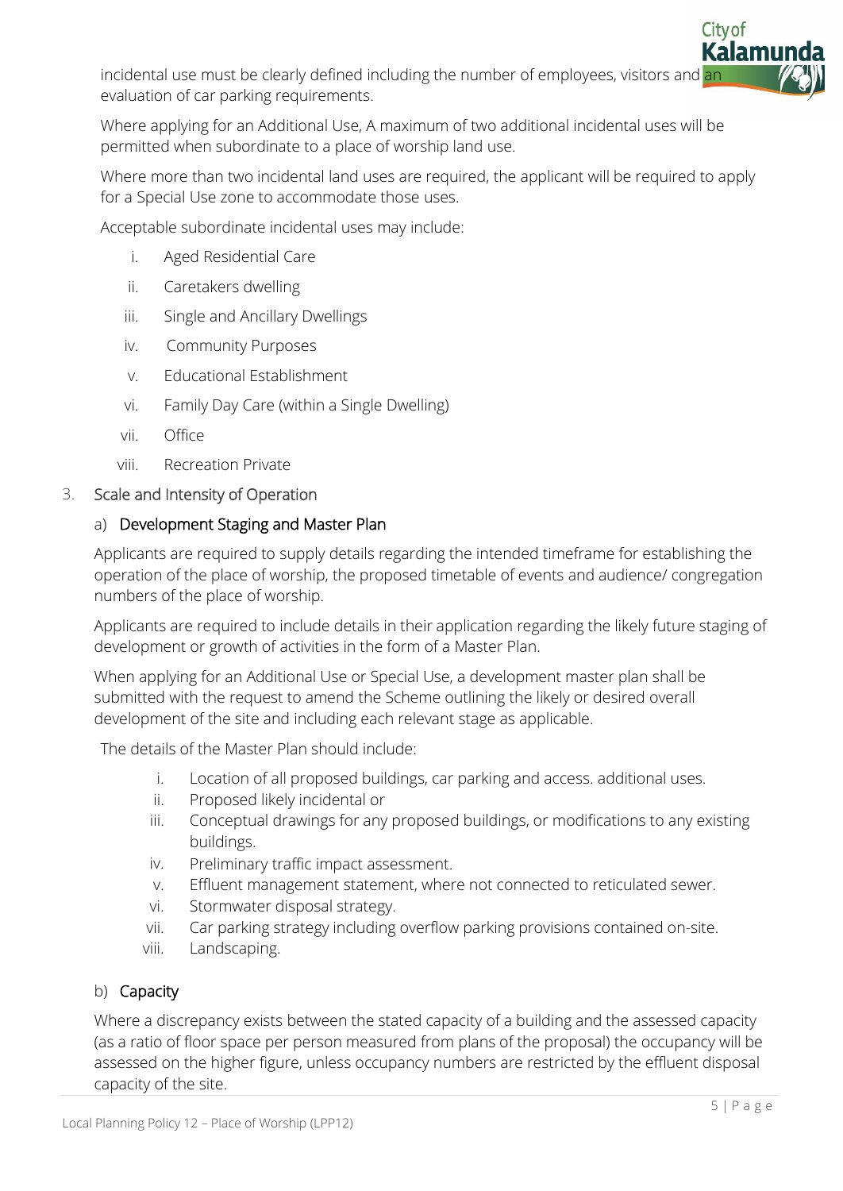incidental use must be clearly defined including the number of employees, visitors and an evaluation of car parking requirements.

Where applying for an Additional Use, A maximum of two additional incidental uses will be permitted when subordinate to a place of worship land use.

Where more than two incidental land uses are required, the applicant will be required to apply for a Special Use zone to accommodate those uses.

Acceptable subordinate incidental uses may include:

i. Aged Residential Care
ii. Caretakers dwelling
iii. Single and Ancillary Dwellings
iv. Community Purposes
v. Educational Establishment
vi. Family Day Care (within a Single Dwelling)
vii. Office
viii. Recreation Private

3. Scale and Intensity of Operation

a) Development Staging and Master Plan

Applicants are required to supply details regarding the intended timeframe for establishing the operation of the place of worship, the proposed timetable of events and audience/ congregation numbers of the place of worship.

Applicants are required to include details in their application regarding the likely future staging of development or growth of activities in the form of a Master Plan.

When applying for an Additional Use or Special Use, a development master plan shall be submitted with the request to amend the Scheme outlining the likely or desired overall development of the site and including each relevant stage as applicable.

The details of the Master Plan should include:

i. Location of all proposed buildings, car parking and access. additional uses.
ii. Proposed likely incidental or
iii. Conceptual drawings for any proposed buildings, or modifications to any existing buildings.
iv. Preliminary traffic impact assessment.
v. Effluent management statement, where not connected to reticulated sewer.
vi. Stormwater disposal strategy.
vii. Car parking strategy including overflow parking provisions contained on-site.
viii. Landscaping.

b) Capacity

Where a discrepancy exists between the stated capacity of a building and the assessed capacity (as a ratio of floor space per person measured from plans of the proposal) the occupancy will be assessed on the higher figure, unless occupancy numbers are restricted by the effluent disposal capacity of the site.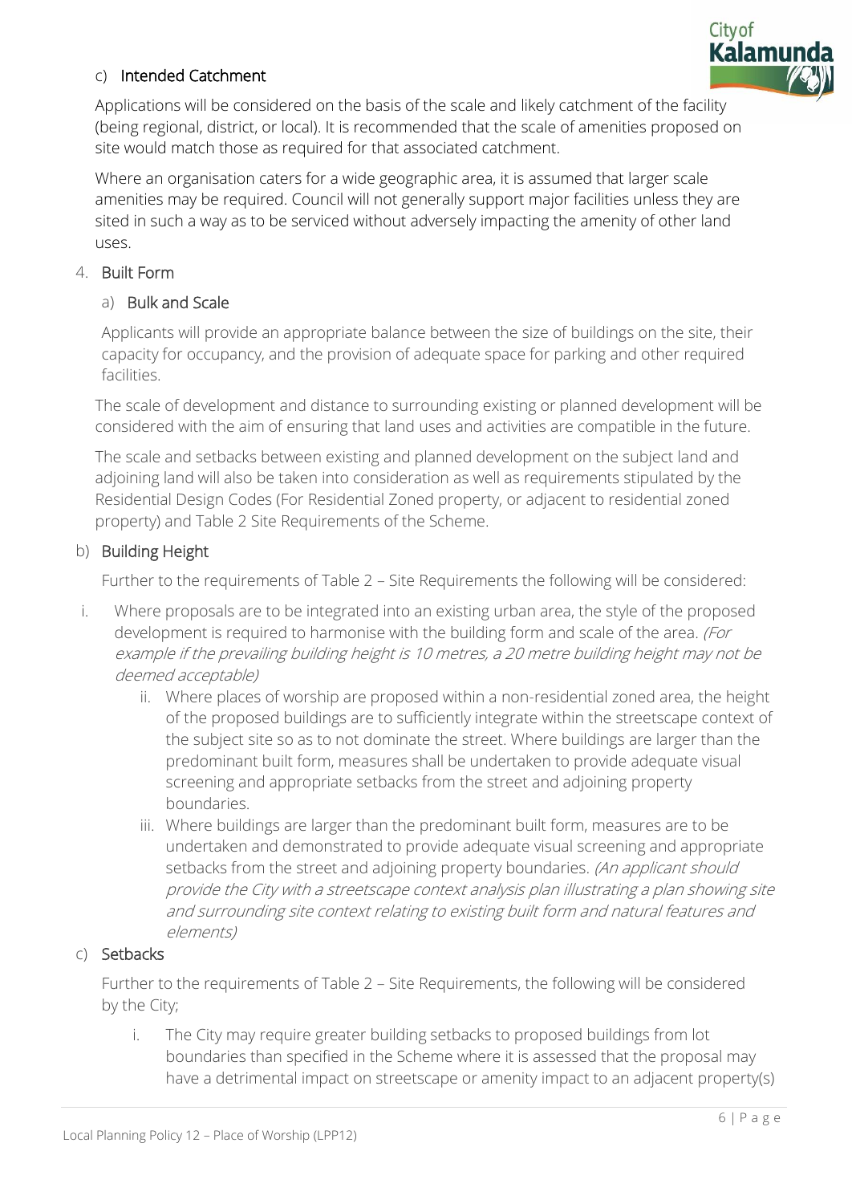c) Intended Catchment

Applications will be considered on the basis of the scale and likely catchment of the facility (being regional, district, or local). It is recommended that the scale of amenities proposed on site would match those as required for that associated catchment.

Where an organisation caters for a wide geographic area, it is assumed that larger scale amenities may be required. Council will not generally support major facilities unless they are sited in such a way as to be serviced without adversely impacting the amenity of other land uses.

4. Built Form

a) Bulk and Scale

Applicants will provide an appropriate balance between the size of buildings on the site, their capacity for occupancy, and the provision of adequate space for parking and other required facilities.

The scale of development and distance to surrounding existing or planned development will be considered with the aim of ensuring that land uses and activities are compatible in the future.

The scale and setbacks between existing and planned development on the subject land and adjoining land will also be taken into consideration as well as requirements stipulated by the Residential Design Codes (For Residential Zoned property, or adjacent to residential zoned property) and Table 2 Site Requirements of the Scheme.

b) Building Height

Further to the requirements of Table 2 – Site Requirements the following will be considered:

i. Where proposals are to be integrated into an existing urban area, the style of the proposed development is required to harmonise with the building form and scale of the area. *(For example if the prevailing building height is 10 metres, a 20 metre building height may not be deemed acceptable)*

ii. Where places of worship are proposed within a non-residential zoned area, the height of the proposed buildings are to sufficiently integrate within the streetscape context of the subject site so as to not dominate the street. Where buildings are larger than the predominant built form, measures shall be undertaken to provide adequate visual screening and appropriate setbacks from the street and adjoining property boundaries.

iii. Where buildings are larger than the predominant built form, measures are to be undertaken and demonstrated to provide adequate visual screening and appropriate setbacks from the street and adjoining property boundaries. *(An applicant should provide the City with a streetscape context analysis plan illustrating a plan showing site and surrounding site context relating to existing built form and natural features and elements)*

c) Setbacks

Further to the requirements of Table 2 – Site Requirements, the following will be considered by the City;

i. The City may require greater building setbacks to proposed buildings from lot boundaries than specified in the Scheme where it is assessed that the proposal may have a detrimental impact on streetscape or amenity impact to an adjacent property(s)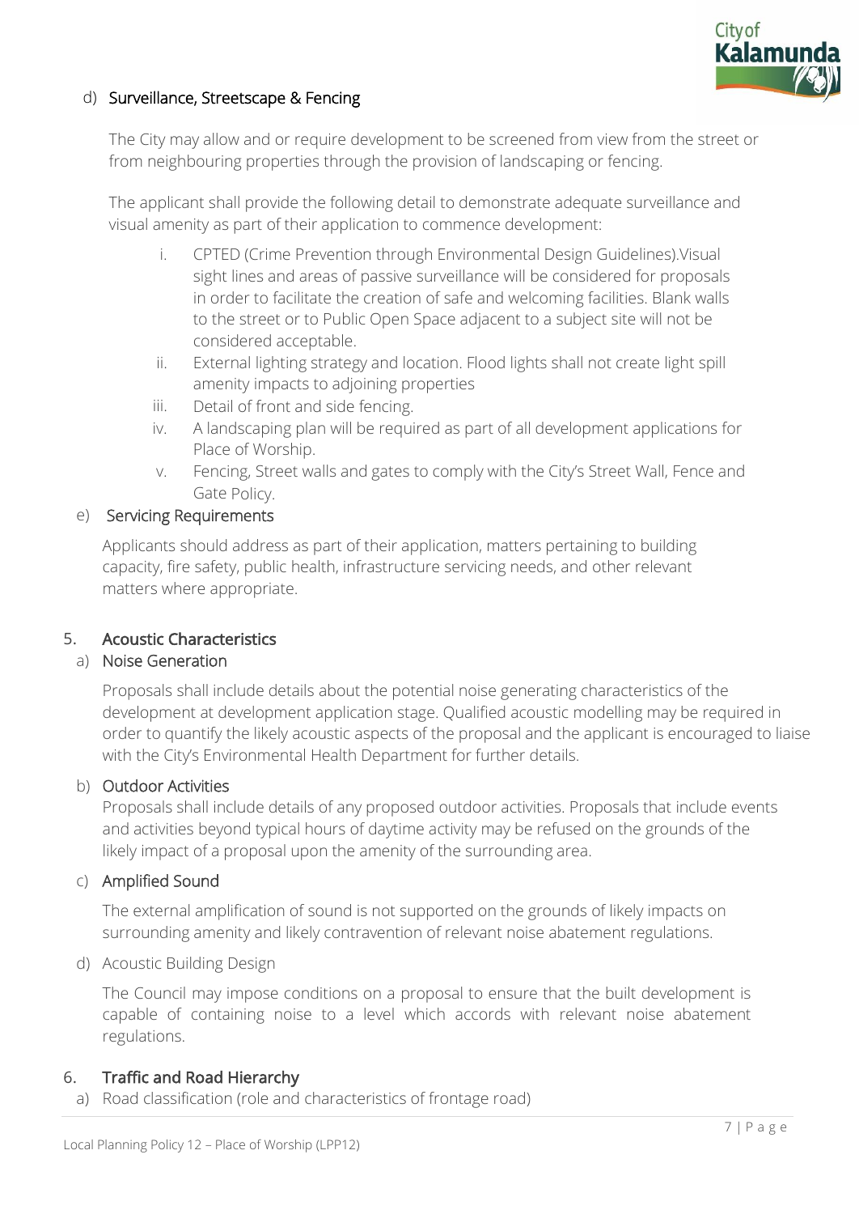d) Surveillance, Streetscape & Fencing

The City may allow and or require development to be screened from view from the street or from neighbouring properties through the provision of landscaping or fencing.

The applicant shall provide the following detail to demonstrate adequate surveillance and visual amenity as part of their application to commence development:

i. CPTED (Crime Prevention through Environmental Design Guidelines).Visual sight lines and areas of passive surveillance will be considered for proposals in order to facilitate the creation of safe and welcoming facilities. Blank walls to the street or to Public Open Space adjacent to a subject site will not be considered acceptable.
ii. External lighting strategy and location. Flood lights shall not create light spill amenity impacts to adjoining properties
iii. Detail of front and side fencing.
iv. A landscaping plan will be required as part of all development applications for Place of Worship.
v. Fencing, Street walls and gates to comply with the City's Street Wall, Fence and Gate Policy.

e) Servicing Requirements

Applicants should address as part of their application, matters pertaining to building capacity, fire safety, public health, infrastructure servicing needs, and other relevant matters where appropriate.

## 5. Acoustic Characteristics

a) Noise Generation

Proposals shall include details about the potential noise generating characteristics of the development at development application stage. Qualified acoustic modelling may be required in order to quantify the likely acoustic aspects of the proposal and the applicant is encouraged to liaise with the City's Environmental Health Department for further details.

b) Outdoor Activities

Proposals shall include details of any proposed outdoor activities. Proposals that include events and activities beyond typical hours of daytime activity may be refused on the grounds of the likely impact of a proposal upon the amenity of the surrounding area.

c) Amplified Sound

The external amplification of sound is not supported on the grounds of likely impacts on surrounding amenity and likely contravention of relevant noise abatement regulations.

d) Acoustic Building Design

The Council may impose conditions on a proposal to ensure that the built development is capable of containing noise to a level which accords with relevant noise abatement regulations.

## 6. Traffic and Road Hierarchy

a) Road classification (role and characteristics of frontage road)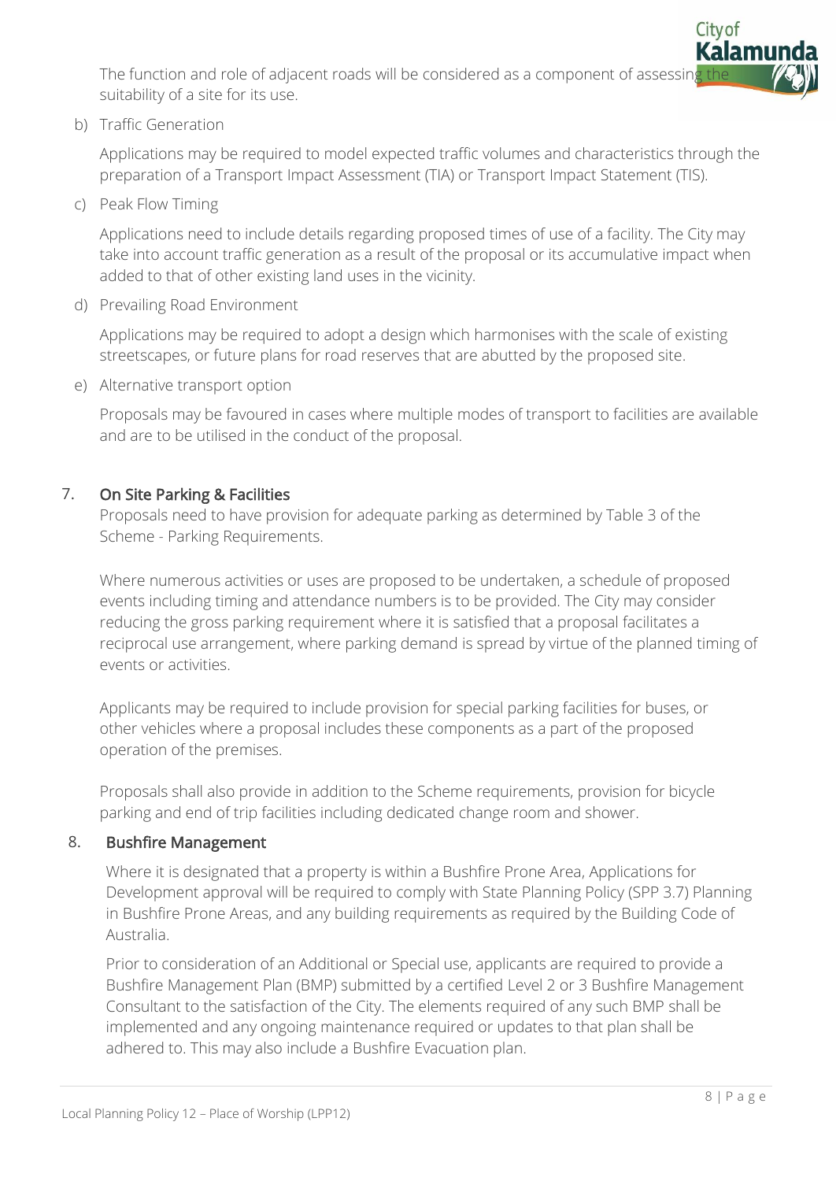The function and role of adjacent roads will be considered as a component of assessing the suitability of a site for its use.

b) Traffic Generation

Applications may be required to model expected traffic volumes and characteristics through the preparation of a Transport Impact Assessment (TIA) or Transport Impact Statement (TIS).

c) Peak Flow Timing

Applications need to include details regarding proposed times of use of a facility. The City may take into account traffic generation as a result of the proposal or its accumulative impact when added to that of other existing land uses in the vicinity.

d) Prevailing Road Environment

Applications may be required to adopt a design which harmonises with the scale of existing streetscapes, or future plans for road reserves that are abutted by the proposed site.

e) Alternative transport option

Proposals may be favoured in cases where multiple modes of transport to facilities are available and are to be utilised in the conduct of the proposal.

## 7. On Site Parking & Facilities

Proposals need to have provision for adequate parking as determined by Table 3 of the Scheme - Parking Requirements.

Where numerous activities or uses are proposed to be undertaken, a schedule of proposed events including timing and attendance numbers is to be provided. The City may consider reducing the gross parking requirement where it is satisfied that a proposal facilitates a reciprocal use arrangement, where parking demand is spread by virtue of the planned timing of events or activities.

Applicants may be required to include provision for special parking facilities for buses, or other vehicles where a proposal includes these components as a part of the proposed operation of the premises.

Proposals shall also provide in addition to the Scheme requirements, provision for bicycle parking and end of trip facilities including dedicated change room and shower.

## 8. Bushfire Management

Where it is designated that a property is within a Bushfire Prone Area, Applications for Development approval will be required to comply with State Planning Policy (SPP 3.7) Planning in Bushfire Prone Areas, and any building requirements as required by the Building Code of Australia.

Prior to consideration of an Additional or Special use, applicants are required to provide a Bushfire Management Plan (BMP) submitted by a certified Level 2 or 3 Bushfire Management Consultant to the satisfaction of the City. The elements required of any such BMP shall be implemented and any ongoing maintenance required or updates to that plan shall be adhered to. This may also include a Bushfire Evacuation plan.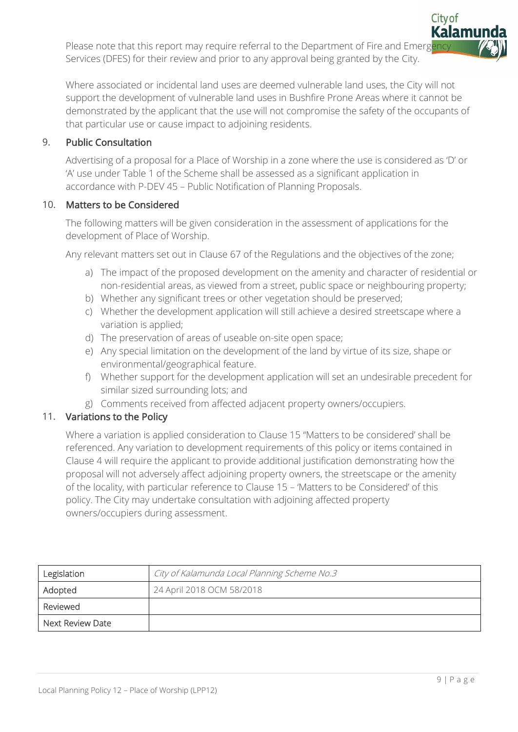Please note that this report may require referral to the Department of Fire and Emergency Services (DFES) for their review and prior to any approval being granted by the City.

Where associated or incidental land uses are deemed vulnerable land uses, the City will not support the development of vulnerable land uses in Bushfire Prone Areas where it cannot be demonstrated by the applicant that the use will not compromise the safety of the occupants of that particular use or cause impact to adjoining residents.

## 9. Public Consultation

Advertising of a proposal for a Place of Worship in a zone where the use is considered as 'D' or 'A' use under Table 1 of the Scheme shall be assessed as a significant application in accordance with P-DEV 45 – Public Notification of Planning Proposals.

## 10. Matters to be Considered

The following matters will be given consideration in the assessment of applications for the development of Place of Worship.

Any relevant matters set out in Clause 67 of the Regulations and the objectives of the zone;

a) The impact of the proposed development on the amenity and character of residential or non-residential areas, as viewed from a street, public space or neighbouring property;
b) Whether any significant trees or other vegetation should be preserved;
c) Whether the development application will still achieve a desired streetscape where a variation is applied;
d) The preservation of areas of useable on-site open space;
e) Any special limitation on the development of the land by virtue of its size, shape or environmental/geographical feature.
f) Whether support for the development application will set an undesirable precedent for similar sized surrounding lots; and
g) Comments received from affected adjacent property owners/occupiers.

## 11. Variations to the Policy

Where a variation is applied consideration to Clause 15 "Matters to be considered' shall be referenced. Any variation to development requirements of this policy or items contained in Clause 4 will require the applicant to provide additional justification demonstrating how the proposal will not adversely affect adjoining property owners, the streetscape or the amenity of the locality, with particular reference to Clause 15 – 'Matters to be Considered' of this policy. The City may undertake consultation with adjoining affected property owners/occupiers during assessment.

| | |
|---|---|
| Legislation | *City of Kalamunda Local Planning Scheme No.3* |
| Adopted | 24 April 2018 OCM 58/2018 |
| Reviewed | |
| Next Review Date | |